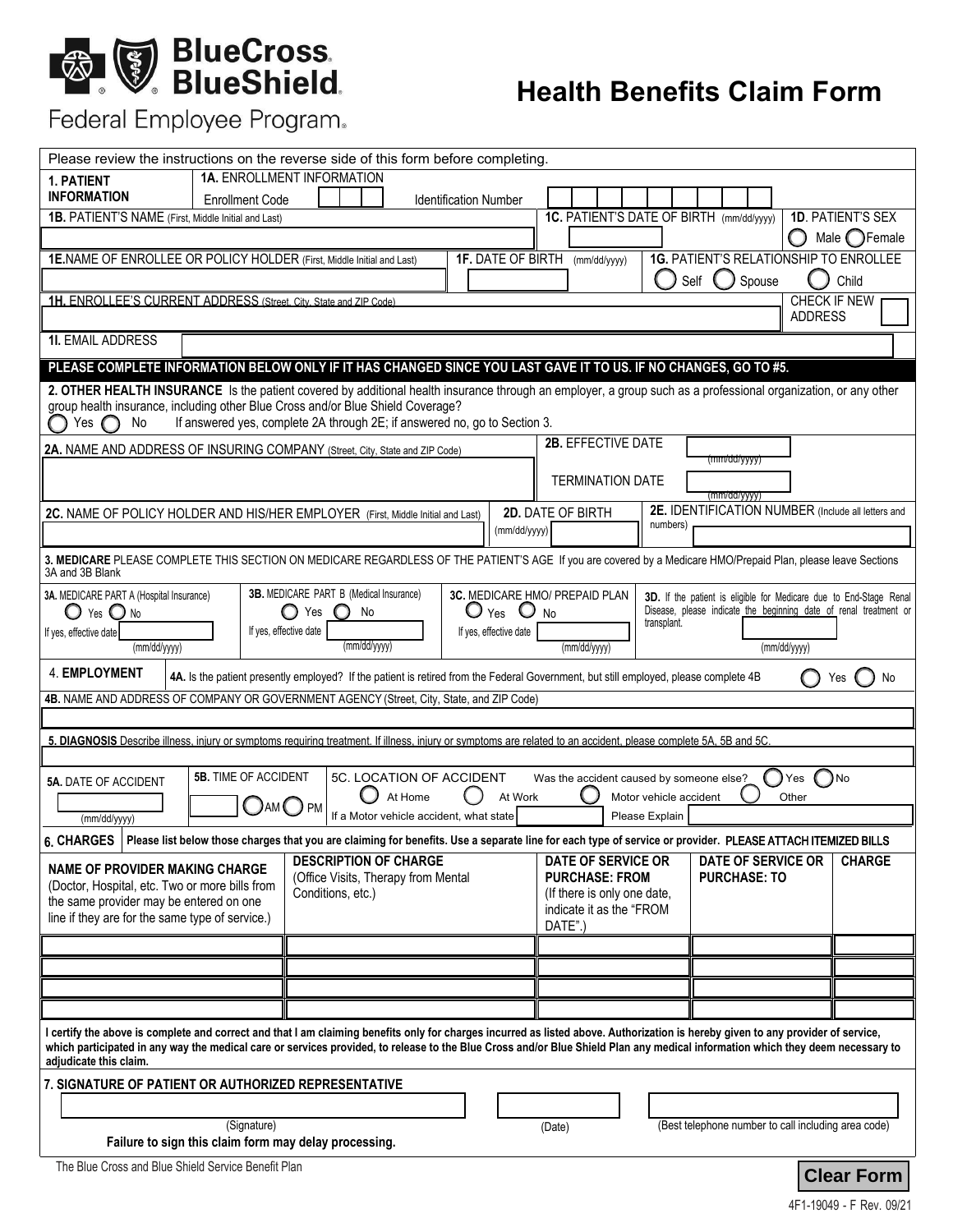# BlueCross BlueShield

Federal Employee Program

# Health Benefits Claim Form

Please review the instructions on the reverse side of this form before completing.

**1. PATIENT INFORMATION**

**1A.** ENROLLMENT INFORMATION

Enrollment Code ______ Identification Number ______

**1B.** PATIENT'S NAME (First, Middle Initial and Last)

**1C.** PATIENT'S DATE OF BIRTH (mm/dd/yyyy)

**1D**. PATIENT'S SEX ◯ Male ◯ Female

**1E.** NAME OF ENROLLEE OR POLICY HOLDER (First, Middle Initial and Last)

**1F.** DATE OF BIRTH (mm/dd/yyyy)

**1G.** PATIENT'S RELATIONSHIP TO ENROLLEE ◯ Self ◯ Spouse ◯ Child

**1H.** ENROLLEE'S CURRENT ADDRESS (Street, City, State and ZIP Code)

CHECK IF NEW ADDRESS ☐

**1I.** EMAIL ADDRESS

**PLEASE COMPLETE INFORMATION BELOW ONLY IF IT HAS CHANGED SINCE YOU LAST GAVE IT TO US. IF NO CHANGES, GO TO #5.**

**2. OTHER HEALTH INSURANCE** Is the patient covered by additional health insurance through an employer, a group such as a professional organization, or any other group health insurance, including other Blue Cross and/or Blue Shield Coverage?

◯ Yes ◯ No If answered yes, complete 2A through 2E; if answered no, go to Section 3.

**2A.** NAME AND ADDRESS OF INSURING COMPANY (Street, City, State and ZIP Code)

**2B.** EFFECTIVE DATE (mm/dd/yyyy)

TERMINATION DATE (mm/dd/yyyy)

**2C.** NAME OF POLICY HOLDER AND HIS/HER EMPLOYER (First, Middle Initial and Last)

**2D.** DATE OF BIRTH (mm/dd/yyyy)

**2E.** IDENTIFICATION NUMBER (Include all letters and numbers)

**3. MEDICARE** PLEASE COMPLETE THIS SECTION ON MEDICARE REGARDLESS OF THE PATIENT'S AGE If you are covered by a Medicare HMO/Prepaid Plan, please leave Sections 3A and 3B Blank

**3A.** MEDICARE PART A (Hospital Insurance) ◯ Yes ◯ No
If yes, effective date ______ (mm/dd/yyyy)

**3B.** MEDICARE PART B (Medical Insurance) ◯ Yes ◯ No
If yes, effective date ______ (mm/dd/yyyy)

**3C.** MEDICARE HMO/ PREPAID PLAN ◯ Yes ◯ No
If yes, effective date ______ (mm/dd/yyyy)

**3D.** If the patient is eligible for Medicare due to End-Stage Renal Disease, please indicate the beginning date of renal treatment or transplant. ______ (mm/dd/yyyy)

**4. EMPLOYMENT**

**4A.** Is the patient presently employed? If the patient is retired from the Federal Government, but still employed, please complete 4B ◯ Yes ◯ No

**4B.** NAME AND ADDRESS OF COMPANY OR GOVERNMENT AGENCY (Street, City, State, and ZIP Code)

**5. DIAGNOSIS** Describe illness, injury or symptoms requiring treatment. If illness, injury or symptoms are related to an accident, please complete 5A, 5B and 5C.

**5A.** DATE OF ACCIDENT ______ (mm/dd/yyyy)

**5B.** TIME OF ACCIDENT ______ ◯ AM ◯ PM

**5C.** LOCATION OF ACCIDENT ◯ At Home ◯ At Work ◯ Motor vehicle accident ◯ Other

If a Motor vehicle accident, what state ______ Please Explain ______

Was the accident caused by someone else? ◯ Yes ◯ No

**6. CHARGES** **Please list below those charges that you are claiming for benefits. Use a separate line for each type of service or provider. PLEASE ATTACH ITEMIZED BILLS**

| **NAME OF PROVIDER MAKING CHARGE** (Doctor, Hospital, etc. Two or more bills from the same provider may be entered on one line if they are for the same type of service.) | **DESCRIPTION OF CHARGE** (Office Visits, Therapy from Mental Conditions, etc.) | **DATE OF SERVICE OR PURCHASE: FROM** (If there is only one date, indicate it as the "FROM DATE".) | **DATE OF SERVICE OR PURCHASE: TO** | **CHARGE** |
| --- | --- | --- | --- | --- |
| | | | | |
| | | | | |
| | | | | |
| | | | | |

**I certify the above is complete and correct and that I am claiming benefits only for charges incurred as listed above. Authorization is hereby given to any provider of service, which participated in any way the medical care or services provided, to release to the Blue Cross and/or Blue Shield Plan any medical information which they deem necessary to adjudicate this claim.**

**7. SIGNATURE OF PATIENT OR AUTHORIZED REPRESENTATIVE**

(Signature) (Date) (Best telephone number to call including area code)

**Failure to sign this claim form may delay processing.**

The Blue Cross and Blue Shield Service Benefit Plan

**Clear Form**

4F1-19049 - F Rev. 09/21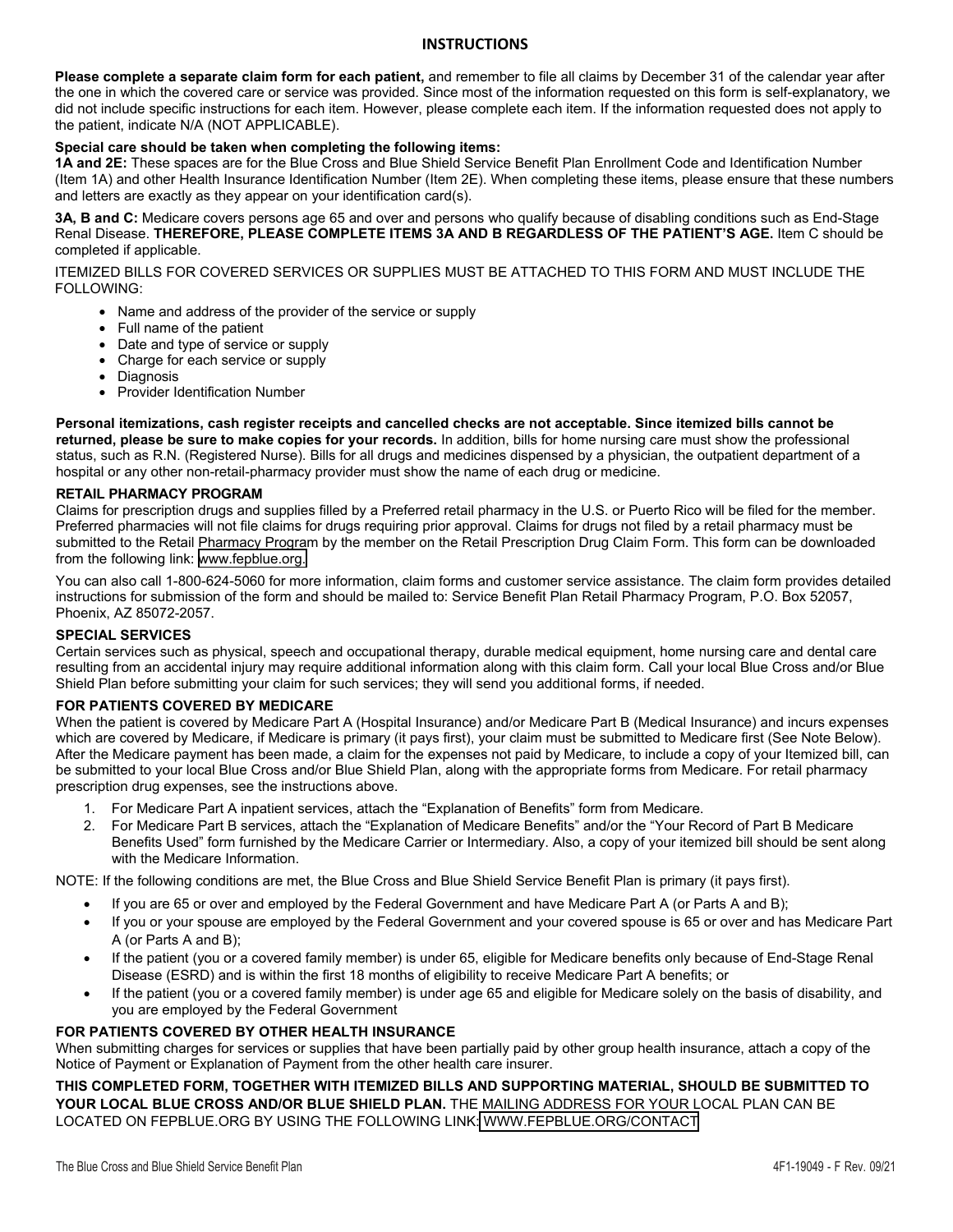# INSTRUCTIONS

**Please complete a separate claim form for each patient,** and remember to file all claims by December 31 of the calendar year after the one in which the covered care or service was provided. Since most of the information requested on this form is self-explanatory, we did not include specific instructions for each item. However, please complete each item. If the information requested does not apply to the patient, indicate N/A (NOT APPLICABLE).

**Special care should be taken when completing the following items:**

**1A and 2E:** These spaces are for the Blue Cross and Blue Shield Service Benefit Plan Enrollment Code and Identification Number (Item 1A) and other Health Insurance Identification Number (Item 2E). When completing these items, please ensure that these numbers and letters are exactly as they appear on your identification card(s).

**3A, B and C:** Medicare covers persons age 65 and over and persons who qualify because of disabling conditions such as End-Stage Renal Disease. **THEREFORE, PLEASE COMPLETE ITEMS 3A AND B REGARDLESS OF THE PATIENT'S AGE.** Item C should be completed if applicable.

ITEMIZED BILLS FOR COVERED SERVICES OR SUPPLIES MUST BE ATTACHED TO THIS FORM AND MUST INCLUDE THE FOLLOWING:

- Name and address of the provider of the service or supply
- Full name of the patient
- Date and type of service or supply
- Charge for each service or supply
- Diagnosis
- Provider Identification Number

**Personal itemizations, cash register receipts and cancelled checks are not acceptable. Since itemized bills cannot be returned, please be sure to make copies for your records.** In addition, bills for home nursing care must show the professional status, such as R.N. (Registered Nurse). Bills for all drugs and medicines dispensed by a physician, the outpatient department of a hospital or any other non-retail-pharmacy provider must show the name of each drug or medicine.

### RETAIL PHARMACY PROGRAM

Claims for prescription drugs and supplies filled by a Preferred retail pharmacy in the U.S. or Puerto Rico will be filed for the member. Preferred pharmacies will not file claims for drugs requiring prior approval. Claims for drugs not filed by a retail pharmacy must be submitted to the Retail Pharmacy Program by the member on the Retail Prescription Drug Claim Form. This form can be downloaded from the following link: www.fepblue.org.

You can also call 1-800-624-5060 for more information, claim forms and customer service assistance. The claim form provides detailed instructions for submission of the form and should be mailed to: Service Benefit Plan Retail Pharmacy Program, P.O. Box 52057, Phoenix, AZ 85072-2057.

### SPECIAL SERVICES

Certain services such as physical, speech and occupational therapy, durable medical equipment, home nursing care and dental care resulting from an accidental injury may require additional information along with this claim form. Call your local Blue Cross and/or Blue Shield Plan before submitting your claim for such services; they will send you additional forms, if needed.

### FOR PATIENTS COVERED BY MEDICARE

When the patient is covered by Medicare Part A (Hospital Insurance) and/or Medicare Part B (Medical Insurance) and incurs expenses which are covered by Medicare, if Medicare is primary (it pays first), your claim must be submitted to Medicare first (See Note Below). After the Medicare payment has been made, a claim for the expenses not paid by Medicare, to include a copy of your Itemized bill, can be submitted to your local Blue Cross and/or Blue Shield Plan, along with the appropriate forms from Medicare. For retail pharmacy prescription drug expenses, see the instructions above.

1. For Medicare Part A inpatient services, attach the "Explanation of Benefits" form from Medicare.
2. For Medicare Part B services, attach the "Explanation of Medicare Benefits" and/or the "Your Record of Part B Medicare Benefits Used" form furnished by the Medicare Carrier or Intermediary. Also, a copy of your itemized bill should be sent along with the Medicare Information.

NOTE: If the following conditions are met, the Blue Cross and Blue Shield Service Benefit Plan is primary (it pays first).

- If you are 65 or over and employed by the Federal Government and have Medicare Part A (or Parts A and B);
- If you or your spouse are employed by the Federal Government and your covered spouse is 65 or over and has Medicare Part A (or Parts A and B);
- If the patient (you or a covered family member) is under 65, eligible for Medicare benefits only because of End-Stage Renal Disease (ESRD) and is within the first 18 months of eligibility to receive Medicare Part A benefits; or
- If the patient (you or a covered family member) is under age 65 and eligible for Medicare solely on the basis of disability, and you are employed by the Federal Government

### FOR PATIENTS COVERED BY OTHER HEALTH INSURANCE

When submitting charges for services or supplies that have been partially paid by other group health insurance, attach a copy of the Notice of Payment or Explanation of Payment from the other health care insurer.

**THIS COMPLETED FORM, TOGETHER WITH ITEMIZED BILLS AND SUPPORTING MATERIAL, SHOULD BE SUBMITTED TO YOUR LOCAL BLUE CROSS AND/OR BLUE SHIELD PLAN.** THE MAILING ADDRESS FOR YOUR LOCAL PLAN CAN BE LOCATED ON FEPBLUE.ORG BY USING THE FOLLOWING LINK: WWW.FEPBLUE.ORG/CONTACT

The Blue Cross and Blue Shield Service Benefit Plan 4F1-19049 - F Rev. 09/21